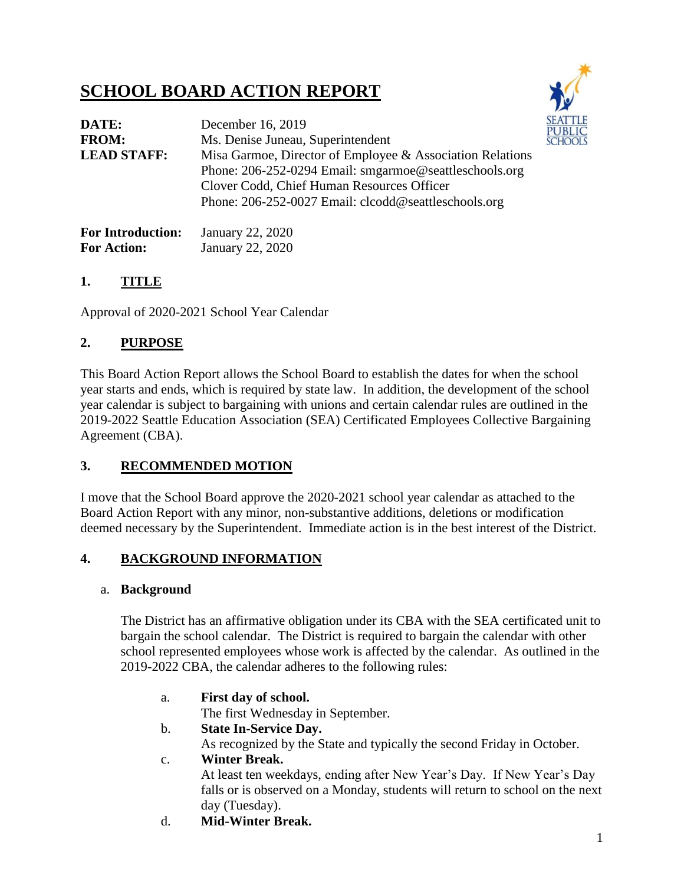# SCHOOL BOARD ACTION REPORT

| | |
|---|---|
| **DATE:** | December 16, 2019 |
| **FROM:** | Ms. Denise Juneau, Superintendent |
| **LEAD STAFF:** | Misa Garmoe, Director of Employee & Association Relations<br>Phone: 206-252-0294 Email: smgarmoe@seattleschools.org<br>Clover Codd, Chief Human Resources Officer<br>Phone: 206-252-0027 Email: clcodd@seattleschools.org |

| | |
|---|---|
| **For Introduction:** | January 22, 2020 |
| **For Action:** | January 22, 2020 |

## 1. TITLE

Approval of 2020-2021 School Year Calendar

## 2. PURPOSE

This Board Action Report allows the School Board to establish the dates for when the school year starts and ends, which is required by state law. In addition, the development of the school year calendar is subject to bargaining with unions and certain calendar rules are outlined in the 2019-2022 Seattle Education Association (SEA) Certificated Employees Collective Bargaining Agreement (CBA).

## 3. RECOMMENDED MOTION

I move that the School Board approve the 2020-2021 school year calendar as attached to the Board Action Report with any minor, non-substantive additions, deletions or modification deemed necessary by the Superintendent. Immediate action is in the best interest of the District.

## 4. BACKGROUND INFORMATION

a. **Background**

The District has an affirmative obligation under its CBA with the SEA certificated unit to bargain the school calendar. The District is required to bargain the calendar with other school represented employees whose work is affected by the calendar. As outlined in the 2019-2022 CBA, the calendar adheres to the following rules:

a. **First day of school.**
The first Wednesday in September.

b. **State In-Service Day.**
As recognized by the State and typically the second Friday in October.

c. **Winter Break.**
At least ten weekdays, ending after New Year's Day. If New Year's Day falls or is observed on a Monday, students will return to school on the next day (Tuesday).

d. **Mid-Winter Break.**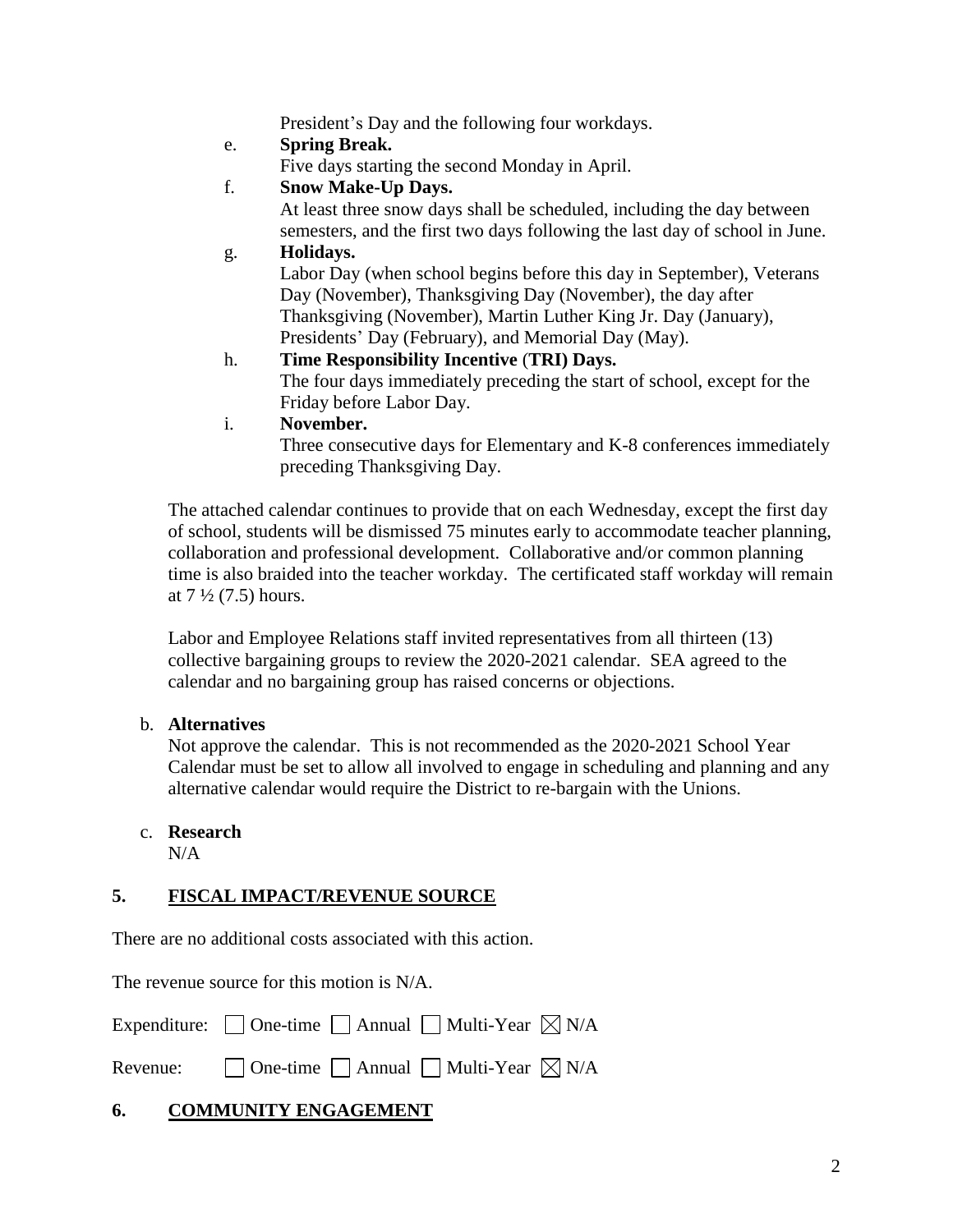President's Day and the following four workdays.

e. **Spring Break.**
   Five days starting the second Monday in April.

f. **Snow Make-Up Days.**
   At least three snow days shall be scheduled, including the day between semesters, and the first two days following the last day of school in June.

g. **Holidays.**
   Labor Day (when school begins before this day in September), Veterans Day (November), Thanksgiving Day (November), the day after Thanksgiving (November), Martin Luther King Jr. Day (January), Presidents' Day (February), and Memorial Day (May).

h. **Time Responsibility Incentive** (**TRI) Days.**
   The four days immediately preceding the start of school, except for the Friday before Labor Day.

i. **November.**
   Three consecutive days for Elementary and K-8 conferences immediately preceding Thanksgiving Day.

The attached calendar continues to provide that on each Wednesday, except the first day of school, students will be dismissed 75 minutes early to accommodate teacher planning, collaboration and professional development. Collaborative and/or common planning time is also braided into the teacher workday. The certificated staff workday will remain at 7 ½ (7.5) hours.

Labor and Employee Relations staff invited representatives from all thirteen (13) collective bargaining groups to review the 2020-2021 calendar. SEA agreed to the calendar and no bargaining group has raised concerns or objections.

b. **Alternatives**
   Not approve the calendar. This is not recommended as the 2020-2021 School Year Calendar must be set to allow all involved to engage in scheduling and planning and any alternative calendar would require the District to re-bargain with the Unions.

c. **Research**
   N/A

## 5. FISCAL IMPACT/REVENUE SOURCE

There are no additional costs associated with this action.

The revenue source for this motion is N/A.

Expenditure: ☐ One-time ☐ Annual ☐ Multi-Year ☒ N/A

Revenue: ☐ One-time ☐ Annual ☐ Multi-Year ☒ N/A

## 6. COMMUNITY ENGAGEMENT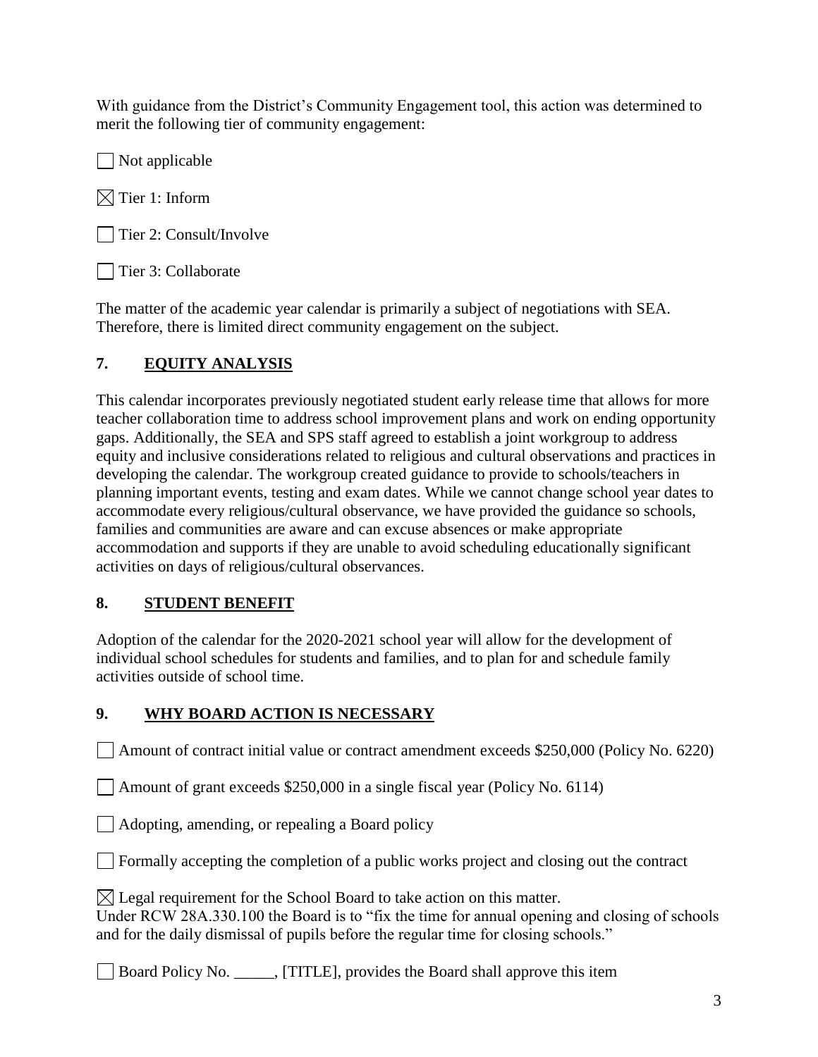With guidance from the District's Community Engagement tool, this action was determined to merit the following tier of community engagement:

☐ Not applicable

☒ Tier 1: Inform

☐ Tier 2: Consult/Involve

☐ Tier 3: Collaborate

The matter of the academic year calendar is primarily a subject of negotiations with SEA. Therefore, there is limited direct community engagement on the subject.

## 7. EQUITY ANALYSIS

This calendar incorporates previously negotiated student early release time that allows for more teacher collaboration time to address school improvement plans and work on ending opportunity gaps. Additionally, the SEA and SPS staff agreed to establish a joint workgroup to address equity and inclusive considerations related to religious and cultural observations and practices in developing the calendar. The workgroup created guidance to provide to schools/teachers in planning important events, testing and exam dates. While we cannot change school year dates to accommodate every religious/cultural observance, we have provided the guidance so schools, families and communities are aware and can excuse absences or make appropriate accommodation and supports if they are unable to avoid scheduling educationally significant activities on days of religious/cultural observances.

## 8. STUDENT BENEFIT

Adoption of the calendar for the 2020-2021 school year will allow for the development of individual school schedules for students and families, and to plan for and schedule family activities outside of school time.

## 9. WHY BOARD ACTION IS NECESSARY

☐ Amount of contract initial value or contract amendment exceeds $250,000 (Policy No. 6220)

☐ Amount of grant exceeds $250,000 in a single fiscal year (Policy No. 6114)

☐ Adopting, amending, or repealing a Board policy

☐ Formally accepting the completion of a public works project and closing out the contract

☒ Legal requirement for the School Board to take action on this matter.
Under RCW 28A.330.100 the Board is to "fix the time for annual opening and closing of schools and for the daily dismissal of pupils before the regular time for closing schools."

☐ Board Policy No. _____, [TITLE], provides the Board shall approve this item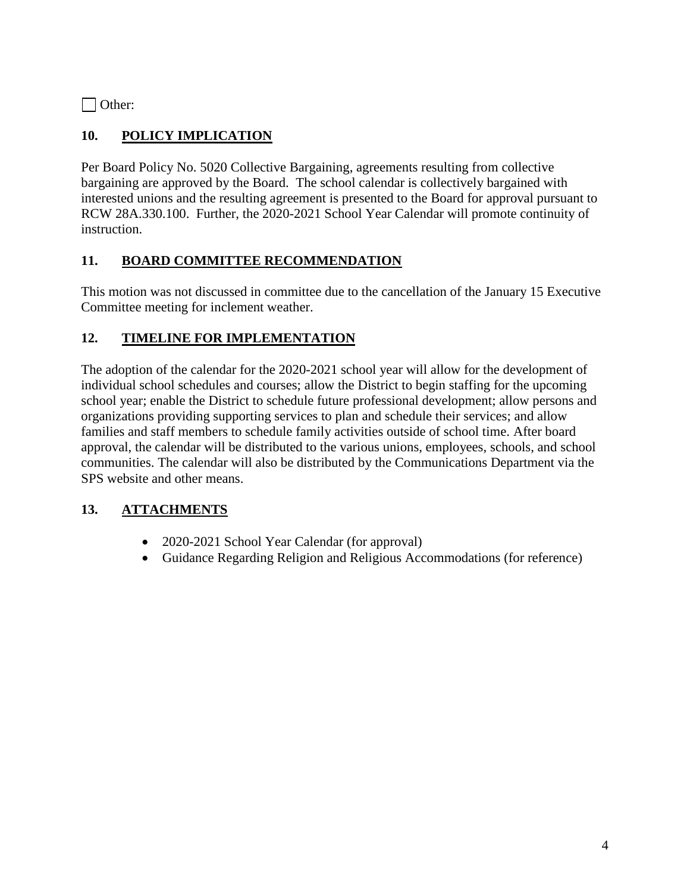☐ Other:

## 10. POLICY IMPLICATION

Per Board Policy No. 5020 Collective Bargaining, agreements resulting from collective bargaining are approved by the Board. The school calendar is collectively bargained with interested unions and the resulting agreement is presented to the Board for approval pursuant to RCW 28A.330.100. Further, the 2020-2021 School Year Calendar will promote continuity of instruction.

## 11. BOARD COMMITTEE RECOMMENDATION

This motion was not discussed in committee due to the cancellation of the January 15 Executive Committee meeting for inclement weather.

## 12. TIMELINE FOR IMPLEMENTATION

The adoption of the calendar for the 2020-2021 school year will allow for the development of individual school schedules and courses; allow the District to begin staffing for the upcoming school year; enable the District to schedule future professional development; allow persons and organizations providing supporting services to plan and schedule their services; and allow families and staff members to schedule family activities outside of school time. After board approval, the calendar will be distributed to the various unions, employees, schools, and school communities. The calendar will also be distributed by the Communications Department via the SPS website and other means.

## 13. ATTACHMENTS

- 2020-2021 School Year Calendar (for approval)
- Guidance Regarding Religion and Religious Accommodations (for reference)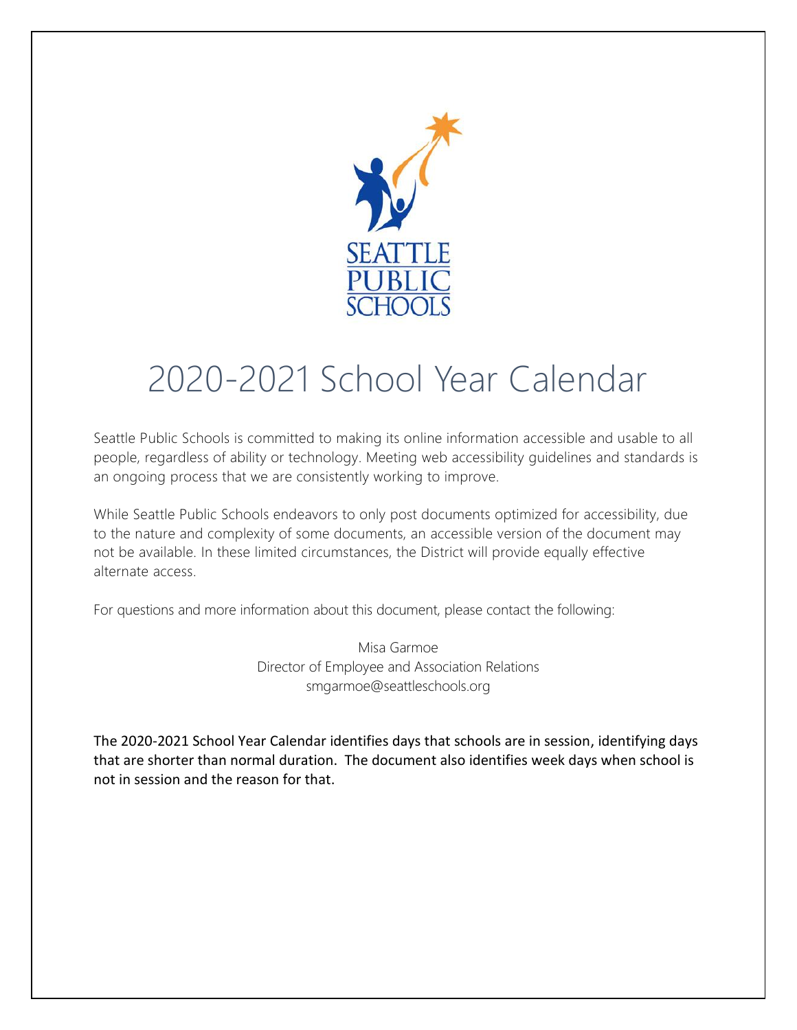SEATTLE PUBLIC SCHOOLS

# 2020-2021 School Year Calendar

Seattle Public Schools is committed to making its online information accessible and usable to all people, regardless of ability or technology. Meeting web accessibility guidelines and standards is an ongoing process that we are consistently working to improve.

While Seattle Public Schools endeavors to only post documents optimized for accessibility, due to the nature and complexity of some documents, an accessible version of the document may not be available. In these limited circumstances, the District will provide equally effective alternate access.

For questions and more information about this document, please contact the following:

Misa Garmoe
Director of Employee and Association Relations
smgarmoe@seattleschools.org

The 2020-2021 School Year Calendar identifies days that schools are in session, identifying days that are shorter than normal duration. The document also identifies week days when school is not in session and the reason for that.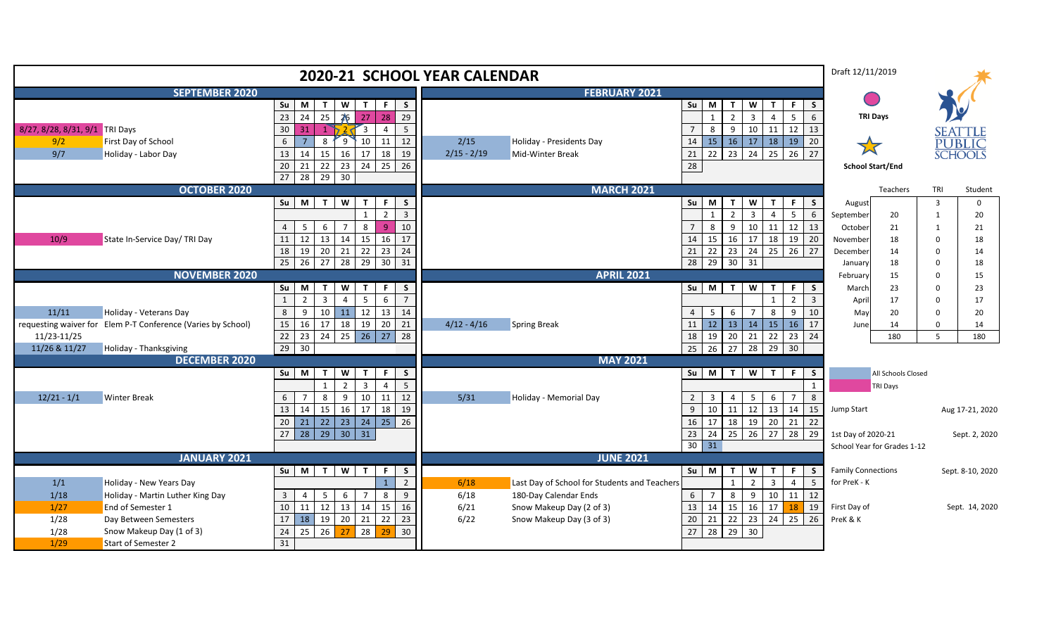# 2020-21 SCHOOL YEAR CALENDAR

Draft 12/11/2019

## SEPTEMBER 2020

| Date | Event |
|---|---|
| 8/27, 8/28, 8/31, 9/1 | TRI Days |
| 9/2 | First Day of School |
| 9/7 | Holiday - Labor Day |

| Su | M | T | W | T | F | S |
|---|---|---|---|---|---|---|
| 23 | 24 | 25 | 26 | 27 | 28 | 29 |
| 30 | 31 | 1 | 2 | 3 | 4 | 5 |
| 6 | 7 | 8 | 9 | 10 | 11 | 12 |
| 13 | 14 | 15 | 16 | 17 | 18 | 19 |
| 20 | 21 | 22 | 23 | 24 | 25 | 26 |
| 27 | 28 | 29 | 30 | | | |

## OCTOBER 2020

| Date | Event |
|---|---|
| 10/9 | State In-Service Day/ TRI Day |

| Su | M | T | W | T | F | S |
|---|---|---|---|---|---|---|
| | | | | 1 | 2 | 3 |
| 4 | 5 | 6 | 7 | 8 | 9 | 10 |
| 11 | 12 | 13 | 14 | 15 | 16 | 17 |
| 18 | 19 | 20 | 21 | 22 | 23 | 24 |
| 25 | 26 | 27 | 28 | 29 | 30 | 31 |

## NOVEMBER 2020

| Date | Event |
|---|---|
| 11/11 | Holiday - Veterans Day |
| requesting waiver for 11/23-11/25 | Elem P-T Conference (Varies by School) |
| 11/26 & 11/27 | Holiday - Thanksgiving |

| Su | M | T | W | T | F | S |
|---|---|---|---|---|---|---|
| 1 | 2 | 3 | 4 | 5 | 6 | 7 |
| 8 | 9 | 10 | 11 | 12 | 13 | 14 |
| 15 | 16 | 17 | 18 | 19 | 20 | 21 |
| 22 | 23 | 24 | 25 | 26 | 27 | 28 |
| 29 | 30 | | | | | |

## DECEMBER 2020

| Date | Event |
|---|---|
| 12/21 - 1/1 | Winter Break |

| Su | M | T | W | T | F | S |
|---|---|---|---|---|---|---|
| | | 1 | 2 | 3 | 4 | 5 |
| 6 | 7 | 8 | 9 | 10 | 11 | 12 |
| 13 | 14 | 15 | 16 | 17 | 18 | 19 |
| 20 | 21 | 22 | 23 | 24 | 25 | 26 |
| 27 | 28 | 29 | 30 | 31 | | |

## JANUARY 2021

| Date | Event |
|---|---|
| 1/1 | Holiday - New Years Day |
| 1/18 | Holiday - Martin Luther King Day |
| 1/27 | End of Semester 1 |
| 1/28 | Day Between Semesters |
| 1/28 | Snow Makeup Day (1 of 3) |
| 1/29 | Start of Semester 2 |

| Su | M | T | W | T | F | S |
|---|---|---|---|---|---|---|
| | | | | | 1 | 2 |
| 3 | 4 | 5 | 6 | 7 | 8 | 9 |
| 10 | 11 | 12 | 13 | 14 | 15 | 16 |
| 17 | 18 | 19 | 20 | 21 | 22 | 23 |
| 24 | 25 | 26 | 27 | 28 | 29 | 30 |
| 31 | | | | | | |

## FEBRUARY 2021

| Date | Event |
|---|---|
| 2/15 | Holiday - Presidents Day |
| 2/15 - 2/19 | Mid-Winter Break |

| Su | M | T | W | T | F | S |
|---|---|---|---|---|---|---|
| | 1 | 2 | 3 | 4 | 5 | 6 |
| 7 | 8 | 9 | 10 | 11 | 12 | 13 |
| 14 | 15 | 16 | 17 | 18 | 19 | 20 |
| 21 | 22 | 23 | 24 | 25 | 26 | 27 |
| 28 | | | | | | |

## MARCH 2021

| Su | M | T | W | T | F | S |
|---|---|---|---|---|---|---|
| | 1 | 2 | 3 | 4 | 5 | 6 |
| 7 | 8 | 9 | 10 | 11 | 12 | 13 |
| 14 | 15 | 16 | 17 | 18 | 19 | 20 |
| 21 | 22 | 23 | 24 | 25 | 26 | 27 |
| 28 | 29 | 30 | 31 | | | |

## APRIL 2021

| Date | Event |
|---|---|
| 4/12 - 4/16 | Spring Break |

| Su | M | T | W | T | F | S |
|---|---|---|---|---|---|---|
| | | | | 1 | 2 | 3 |
| 4 | 5 | 6 | 7 | 8 | 9 | 10 |
| 11 | 12 | 13 | 14 | 15 | 16 | 17 |
| 18 | 19 | 20 | 21 | 22 | 23 | 24 |
| 25 | 26 | 27 | 28 | 29 | 30 | |

## MAY 2021

| Date | Event |
|---|---|
| 5/31 | Holiday - Memorial Day |

| Su | M | T | W | T | F | S |
|---|---|---|---|---|---|---|
| | | | | | | 1 |
| 2 | 3 | 4 | 5 | 6 | 7 | 8 |
| 9 | 10 | 11 | 12 | 13 | 14 | 15 |
| 16 | 17 | 18 | 19 | 20 | 21 | 22 |
| 23 | 24 | 25 | 26 | 27 | 28 | 29 |
| 30 | 31 | | | | | |

## JUNE 2021

| Date | Event |
|---|---|
| 6/18 | Last Day of School for Students and Teachers |
| 6/18 | 180-Day Calendar Ends |
| 6/21 | Snow Makeup Day (2 of 3) |
| 6/22 | Snow Makeup Day (3 of 3) |

| Su | M | T | W | T | F | S |
|---|---|---|---|---|---|---|
| | | 1 | 2 | 3 | 4 | 5 |
| 6 | 7 | 8 | 9 | 10 | 11 | 12 |
| 13 | 14 | 15 | 16 | 17 | 18 | 19 |
| 20 | 21 | 22 | 23 | 24 | 25 | 26 |
| 27 | 28 | 29 | 30 | | | |

TRI Days

School Start/End

SEATTLE PUBLIC SCHOOLS

| | Teachers | TRI | Student |
|---|---|---|---|
| August | | 3 | 0 |
| September | 20 | 1 | 20 |
| October | 21 | 1 | 21 |
| November | 18 | 0 | 18 |
| December | 14 | 0 | 14 |
| January | 18 | 0 | 18 |
| February | 15 | 0 | 15 |
| March | 23 | 0 | 23 |
| April | 17 | 0 | 17 |
| May | 20 | 0 | 20 |
| June | 14 | 0 | 14 |
| | 180 | 5 | 180 |

All Schools Closed

TRI Days

| | |
|---|---|
| Jump Start | Aug 17-21, 2020 |
| 1st Day of 2020-21 School Year for Grades 1-12 | Sept. 2, 2020 |
| Family Connections for PreK - K | Sept. 8-10, 2020 |
| First Day of PreK & K | Sept. 14, 2020 |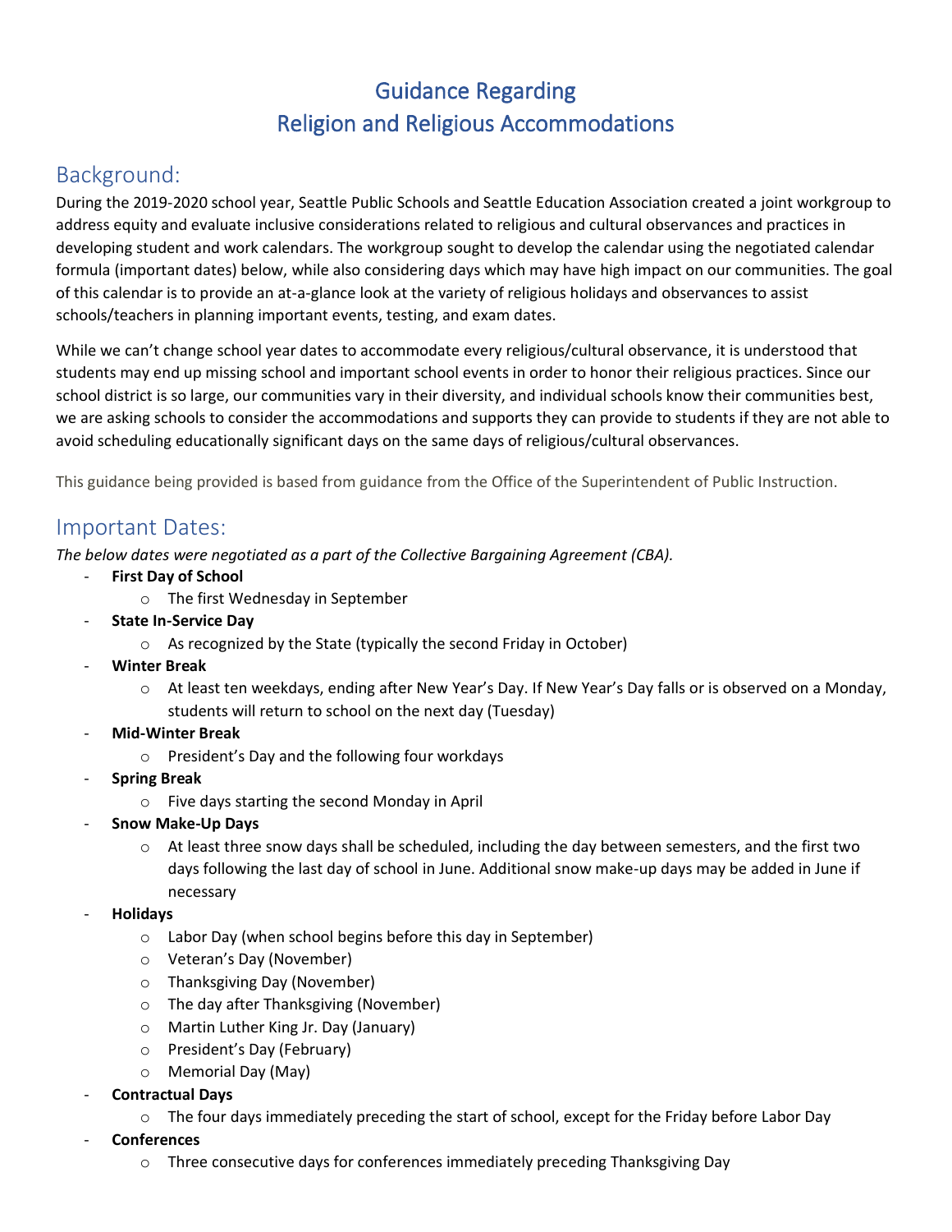# Guidance Regarding
# Religion and Religious Accommodations

## Background:

During the 2019-2020 school year, Seattle Public Schools and Seattle Education Association created a joint workgroup to address equity and evaluate inclusive considerations related to religious and cultural observances and practices in developing student and work calendars. The workgroup sought to develop the calendar using the negotiated calendar formula (important dates) below, while also considering days which may have high impact on our communities. The goal of this calendar is to provide an at-a-glance look at the variety of religious holidays and observances to assist schools/teachers in planning important events, testing, and exam dates.

While we can't change school year dates to accommodate every religious/cultural observance, it is understood that students may end up missing school and important school events in order to honor their religious practices. Since our school district is so large, our communities vary in their diversity, and individual schools know their communities best, we are asking schools to consider the accommodations and supports they can provide to students if they are not able to avoid scheduling educationally significant days on the same days of religious/cultural observances.

This guidance being provided is based from guidance from the Office of the Superintendent of Public Instruction.

## Important Dates:

*The below dates were negotiated as a part of the Collective Bargaining Agreement (CBA).*

- **First Day of School**
  - The first Wednesday in September
- **State In-Service Day**
  - As recognized by the State (typically the second Friday in October)
- **Winter Break**
  - At least ten weekdays, ending after New Year's Day. If New Year's Day falls or is observed on a Monday, students will return to school on the next day (Tuesday)
- **Mid-Winter Break**
  - President's Day and the following four workdays
- **Spring Break**
  - Five days starting the second Monday in April
- **Snow Make-Up Days**
  - At least three snow days shall be scheduled, including the day between semesters, and the first two days following the last day of school in June. Additional snow make-up days may be added in June if necessary
- **Holidays**
  - Labor Day (when school begins before this day in September)
  - Veteran's Day (November)
  - Thanksgiving Day (November)
  - The day after Thanksgiving (November)
  - Martin Luther King Jr. Day (January)
  - President's Day (February)
  - Memorial Day (May)
- **Contractual Days**
  - The four days immediately preceding the start of school, except for the Friday before Labor Day
- **Conferences**
  - Three consecutive days for conferences immediately preceding Thanksgiving Day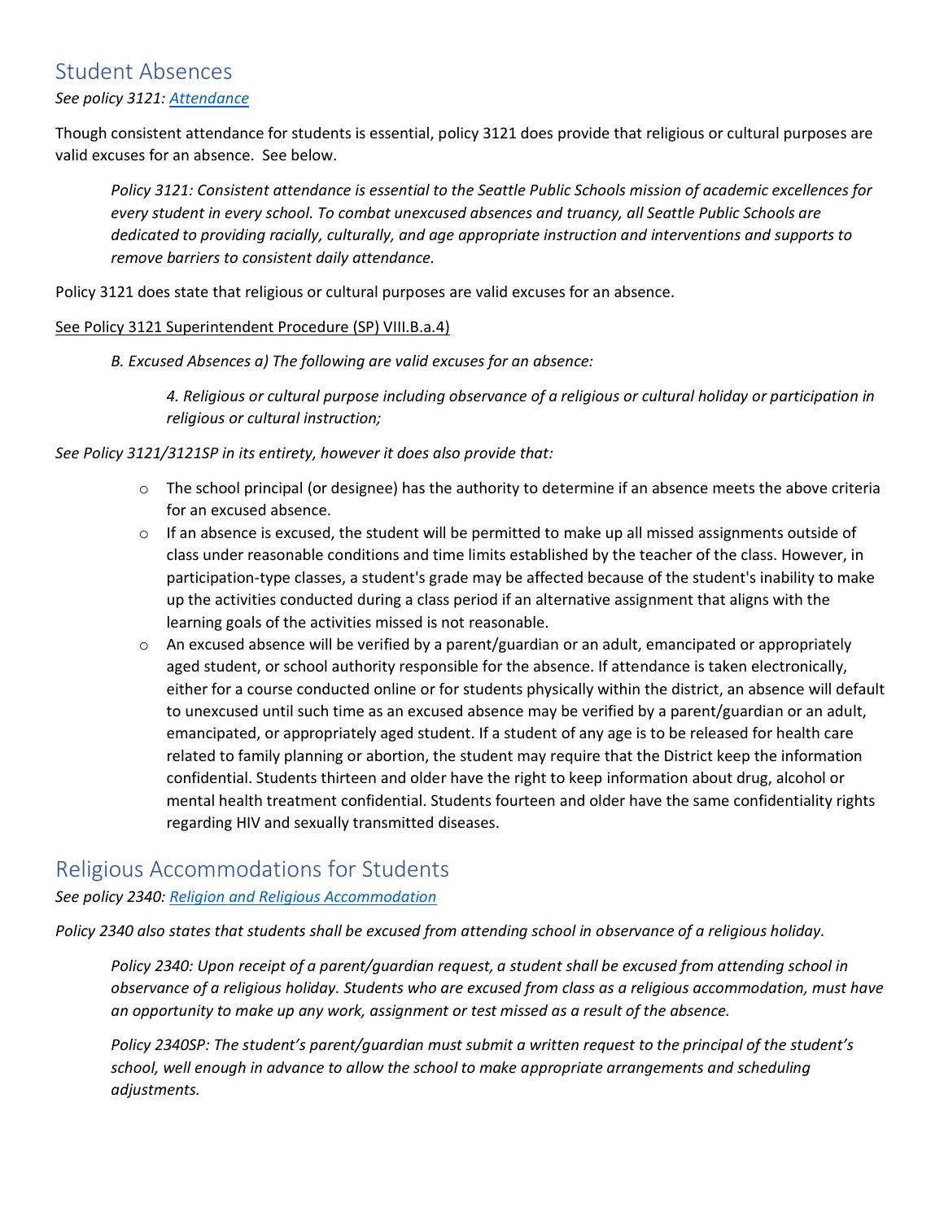## Student Absences

*See policy 3121: [Attendance]*

Though consistent attendance for students is essential, policy 3121 does provide that religious or cultural purposes are valid excuses for an absence. See below.

> *Policy 3121: Consistent attendance is essential to the Seattle Public Schools mission of academic excellences for every student in every school. To combat unexcused absences and truancy, all Seattle Public Schools are dedicated to providing racially, culturally, and age appropriate instruction and interventions and supports to remove barriers to consistent daily attendance.*

Policy 3121 does state that religious or cultural purposes are valid excuses for an absence.

<u>See Policy 3121 Superintendent Procedure (SP) VIII.B.a.4)</u>

> *B. Excused Absences a) The following are valid excuses for an absence:*
>
> > *4. Religious or cultural purpose including observance of a religious or cultural holiday or participation in religious or cultural instruction;*

*See Policy 3121/3121SP in its entirety, however it does also provide that:*

- The school principal (or designee) has the authority to determine if an absence meets the above criteria for an excused absence.
- If an absence is excused, the student will be permitted to make up all missed assignments outside of class under reasonable conditions and time limits established by the teacher of the class. However, in participation-type classes, a student's grade may be affected because of the student's inability to make up the activities conducted during a class period if an alternative assignment that aligns with the learning goals of the activities missed is not reasonable.
- An excused absence will be verified by a parent/guardian or an adult, emancipated or appropriately aged student, or school authority responsible for the absence. If attendance is taken electronically, either for a course conducted online or for students physically within the district, an absence will default to unexcused until such time as an excused absence may be verified by a parent/guardian or an adult, emancipated, or appropriately aged student. If a student of any age is to be released for health care related to family planning or abortion, the student may require that the District keep the information confidential. Students thirteen and older have the right to keep information about drug, alcohol or mental health treatment confidential. Students fourteen and older have the same confidentiality rights regarding HIV and sexually transmitted diseases.

## Religious Accommodations for Students

*See policy 2340: [Religion and Religious Accommodation]*

*Policy 2340 also states that students shall be excused from attending school in observance of a religious holiday.*

> *Policy 2340: Upon receipt of a parent/guardian request, a student shall be excused from attending school in observance of a religious holiday. Students who are excused from class as a religious accommodation, must have an opportunity to make up any work, assignment or test missed as a result of the absence.*
>
> *Policy 2340SP: The student's parent/guardian must submit a written request to the principal of the student's school, well enough in advance to allow the school to make appropriate arrangements and scheduling adjustments.*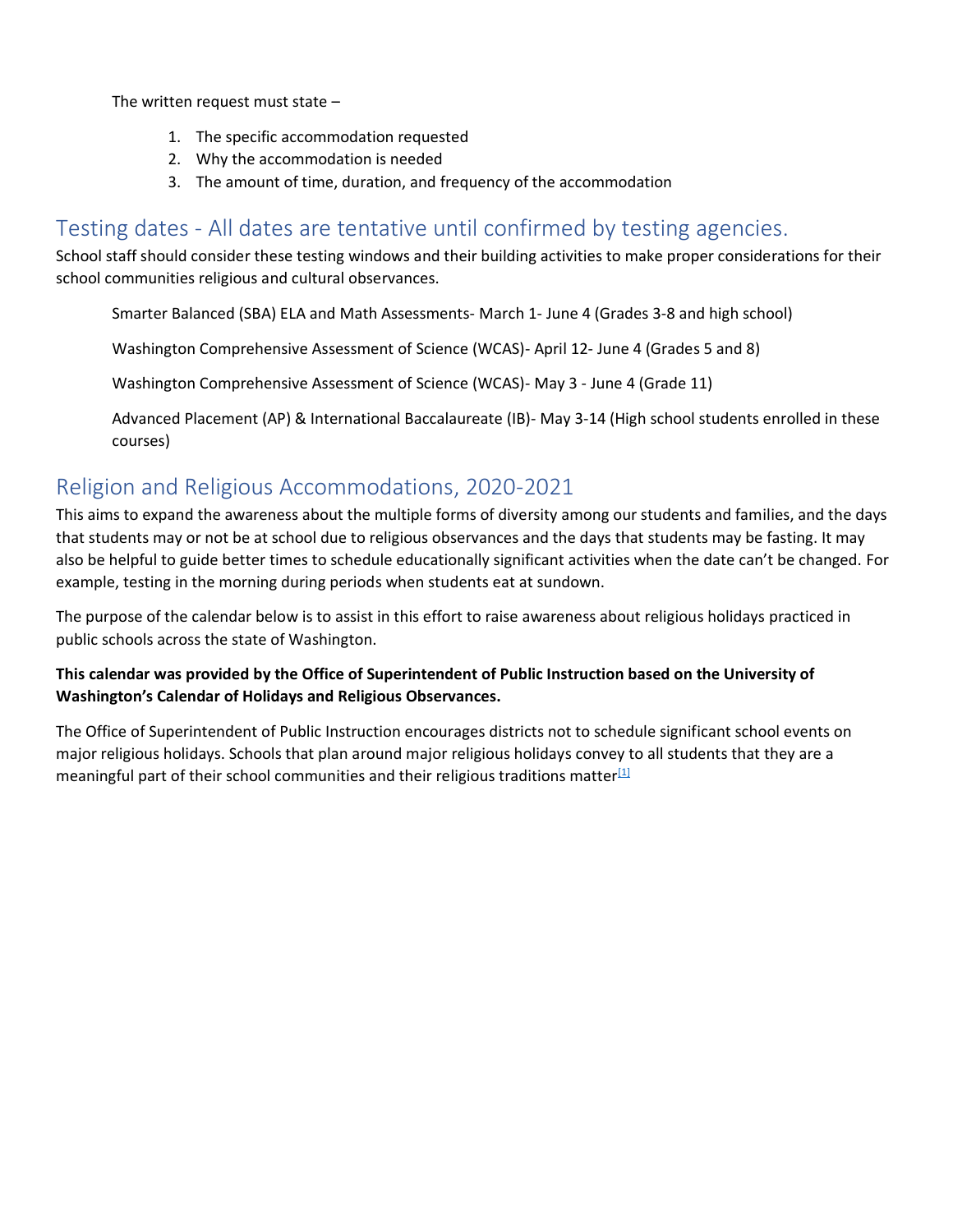The written request must state –

1. The specific accommodation requested
2. Why the accommodation is needed
3. The amount of time, duration, and frequency of the accommodation

## Testing dates - All dates are tentative until confirmed by testing agencies.

School staff should consider these testing windows and their building activities to make proper considerations for their school communities religious and cultural observances.

Smarter Balanced (SBA) ELA and Math Assessments- March 1- June 4 (Grades 3-8 and high school)

Washington Comprehensive Assessment of Science (WCAS)- April 12- June 4 (Grades 5 and 8)

Washington Comprehensive Assessment of Science (WCAS)- May 3 - June 4 (Grade 11)

Advanced Placement (AP) & International Baccalaureate (IB)- May 3-14 (High school students enrolled in these courses)

## Religion and Religious Accommodations, 2020-2021

This aims to expand the awareness about the multiple forms of diversity among our students and families, and the days that students may or not be at school due to religious observances and the days that students may be fasting. It may also be helpful to guide better times to schedule educationally significant activities when the date can't be changed. For example, testing in the morning during periods when students eat at sundown.

The purpose of the calendar below is to assist in this effort to raise awareness about religious holidays practiced in public schools across the state of Washington.

**This calendar was provided by the Office of Superintendent of Public Instruction based on the University of Washington's Calendar of Holidays and Religious Observances.**

The Office of Superintendent of Public Instruction encourages districts not to schedule significant school events on major religious holidays. Schools that plan around major religious holidays convey to all students that they are a meaningful part of their school communities and their religious traditions matter[1]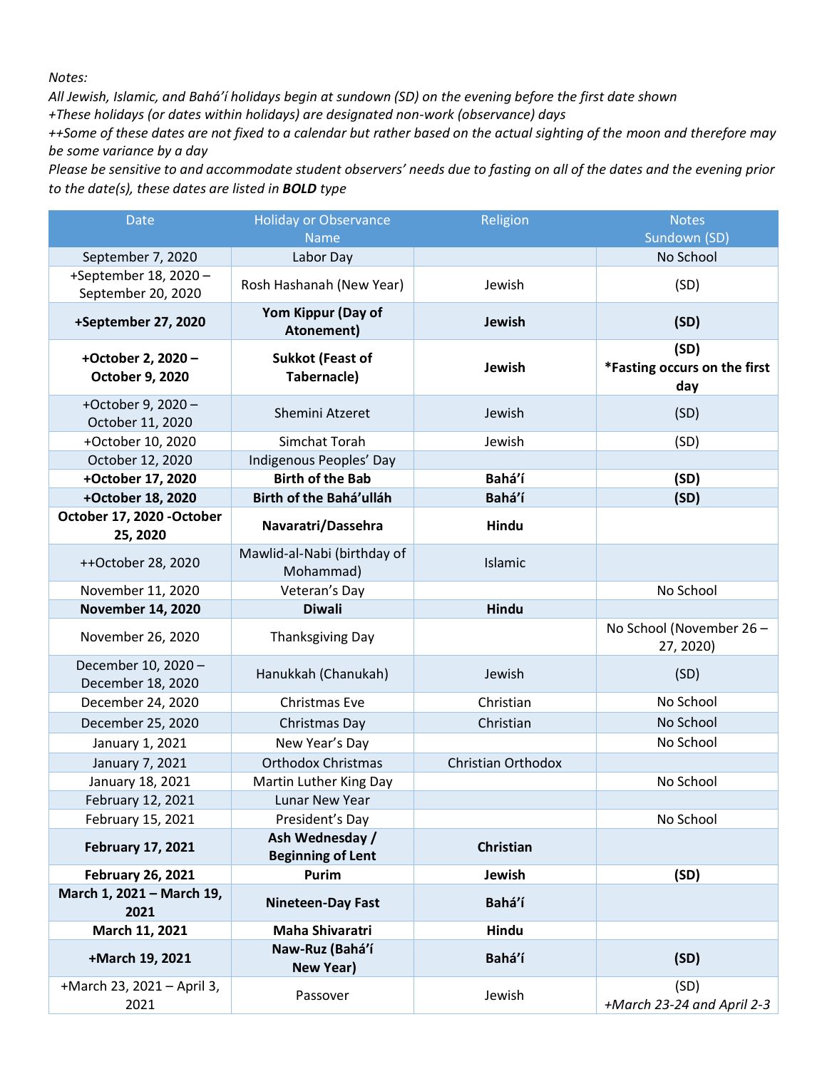*Notes:*

*All Jewish, Islamic, and Bahá'í holidays begin at sundown (SD) on the evening before the first date shown*

*+These holidays (or dates within holidays) are designated non-work (observance) days*

*++Some of these dates are not fixed to a calendar but rather based on the actual sighting of the moon and therefore may be some variance by a day*

*Please be sensitive to and accommodate student observers' needs due to fasting on all of the dates and the evening prior to the date(s), these dates are listed in **BOLD** type*

| Date | Holiday or Observance Name | Religion | Notes Sundown (SD) |
|---|---|---|---|
| September 7, 2020 | Labor Day | | No School |
| +September 18, 2020 – September 20, 2020 | Rosh Hashanah (New Year) | Jewish | (SD) |
| **+September 27, 2020** | **Yom Kippur (Day of Atonement)** | **Jewish** | **(SD)** |
| **+October 2, 2020 – October 9, 2020** | **Sukkot (Feast of Tabernacle)** | **Jewish** | **(SD) *Fasting occurs on the first day** |
| +October 9, 2020 – October 11, 2020 | Shemini Atzeret | Jewish | (SD) |
| +October 10, 2020 | Simchat Torah | Jewish | (SD) |
| October 12, 2020 | Indigenous Peoples' Day | | |
| **+October 17, 2020** | **Birth of the Bab** | **Bahá'í** | **(SD)** |
| **+October 18, 2020** | **Birth of the Bahá'ulláh** | **Bahá'í** | **(SD)** |
| **October 17, 2020 -October 25, 2020** | **Navaratri/Dassehra** | **Hindu** | |
| ++October 28, 2020 | Mawlid-al-Nabi (birthday of Mohammad) | Islamic | |
| November 11, 2020 | Veteran's Day | | No School |
| **November 14, 2020** | **Diwali** | **Hindu** | |
| November 26, 2020 | Thanksgiving Day | | No School (November 26 – 27, 2020) |
| December 10, 2020 – December 18, 2020 | Hanukkah (Chanukah) | Jewish | (SD) |
| December 24, 2020 | Christmas Eve | Christian | No School |
| December 25, 2020 | Christmas Day | Christian | No School |
| January 1, 2021 | New Year's Day | | No School |
| January 7, 2021 | Orthodox Christmas | Christian Orthodox | |
| January 18, 2021 | Martin Luther King Day | | No School |
| February 12, 2021 | Lunar New Year | | |
| February 15, 2021 | President's Day | | No School |
| **February 17, 2021** | **Ash Wednesday / Beginning of Lent** | **Christian** | |
| **February 26, 2021** | **Purim** | **Jewish** | **(SD)** |
| **March 1, 2021 – March 19, 2021** | **Nineteen-Day Fast** | **Bahá'í** | |
| **March 11, 2021** | **Maha Shivaratri** | **Hindu** | |
| **+March 19, 2021** | **Naw-Ruz (Bahá'í New Year)** | **Bahá'í** | **(SD)** |
| +March 23, 2021 – April 3, 2021 | Passover | Jewish | (SD) *+March 23-24 and April 2-3* |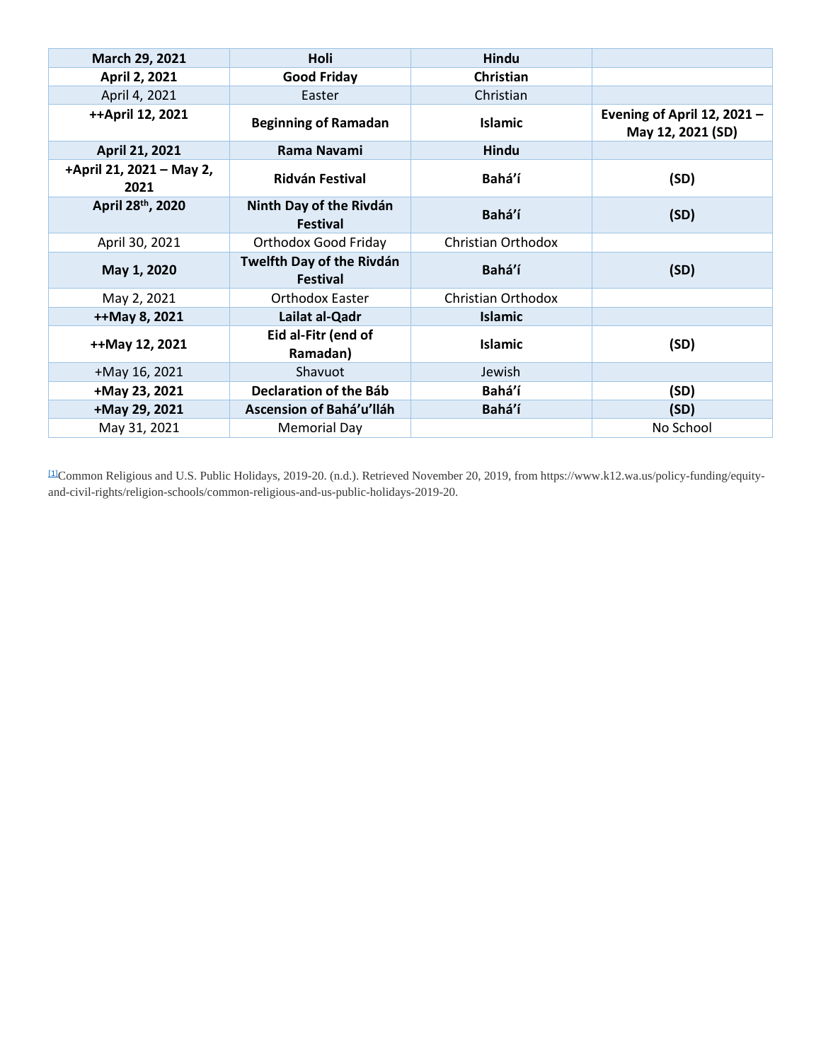| | | | |
|---|---|---|---|
| **March 29, 2021** | **Holi** | **Hindu** | |
| **April 2, 2021** | **Good Friday** | **Christian** | |
| April 4, 2021 | Easter | Christian | |
| **++April 12, 2021** | **Beginning of Ramadan** | **Islamic** | **Evening of April 12, 2021 – May 12, 2021 (SD)** |
| **April 21, 2021** | **Rama Navami** | **Hindu** | |
| **+April 21, 2021 – May 2, 2021** | **Ridván Festival** | **Bahá'í** | **(SD)** |
| **April 28th, 2020** | **Ninth Day of the Rivdán Festival** | **Bahá'í** | **(SD)** |
| April 30, 2021 | Orthodox Good Friday | Christian Orthodox | |
| **May 1, 2020** | **Twelfth Day of the Rivdán Festival** | **Bahá'í** | **(SD)** |
| May 2, 2021 | Orthodox Easter | Christian Orthodox | |
| **++May 8, 2021** | **Lailat al-Qadr** | **Islamic** | |
| **++May 12, 2021** | **Eid al-Fitr (end of Ramadan)** | **Islamic** | **(SD)** |
| +May 16, 2021 | Shavuot | Jewish | |
| **+May 23, 2021** | **Declaration of the Báb** | **Bahá'í** | **(SD)** |
| **+May 29, 2021** | **Ascension of Bahá'u'lláh** | **Bahá'í** | **(SD)** |
| May 31, 2021 | Memorial Day | | No School |

[1] Common Religious and U.S. Public Holidays, 2019-20. (n.d.). Retrieved November 20, 2019, from https://www.k12.wa.us/policy-funding/equity-and-civil-rights/religion-schools/common-religious-and-us-public-holidays-2019-20.